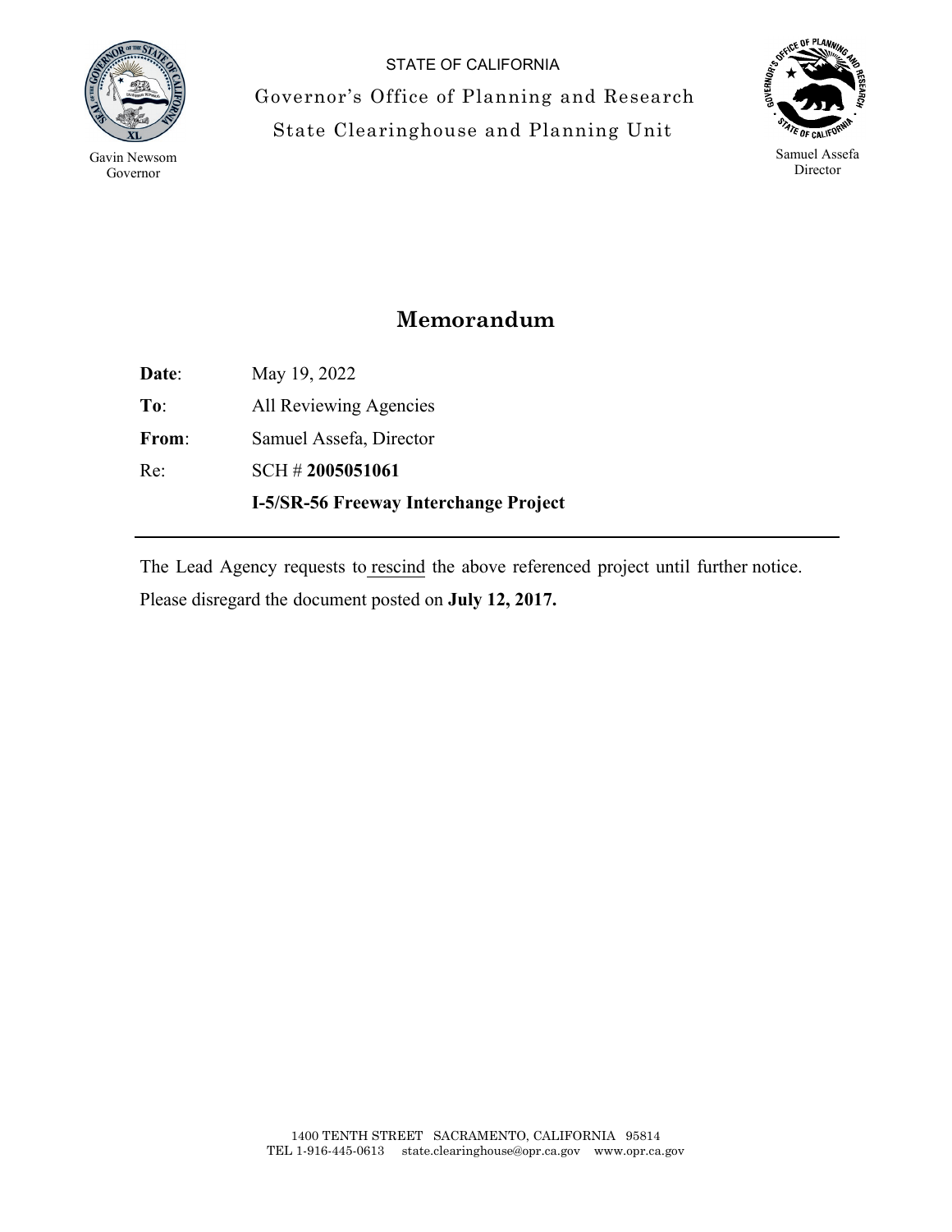STATE OF CALIFORNIA

Governor's Office of Planning and Research

State Clearinghouse and Planning Unit

Gavin Newsom
Governor

Samuel Assefa
Director

## Memorandum

**Date**: May 19, 2022

**To**: All Reviewing Agencies

**From**: Samuel Assefa, Director

Re: SCH # **2005051061**

**I-5/SR-56 Freeway Interchange Project**

---

The Lead Agency requests to rescind the above referenced project until further notice. Please disregard the document posted on **July 12, 2017.**

1400 TENTH STREET SACRAMENTO, CALIFORNIA 95814
TEL 1-916-445-0613 state.clearinghouse@opr.ca.gov www.opr.ca.gov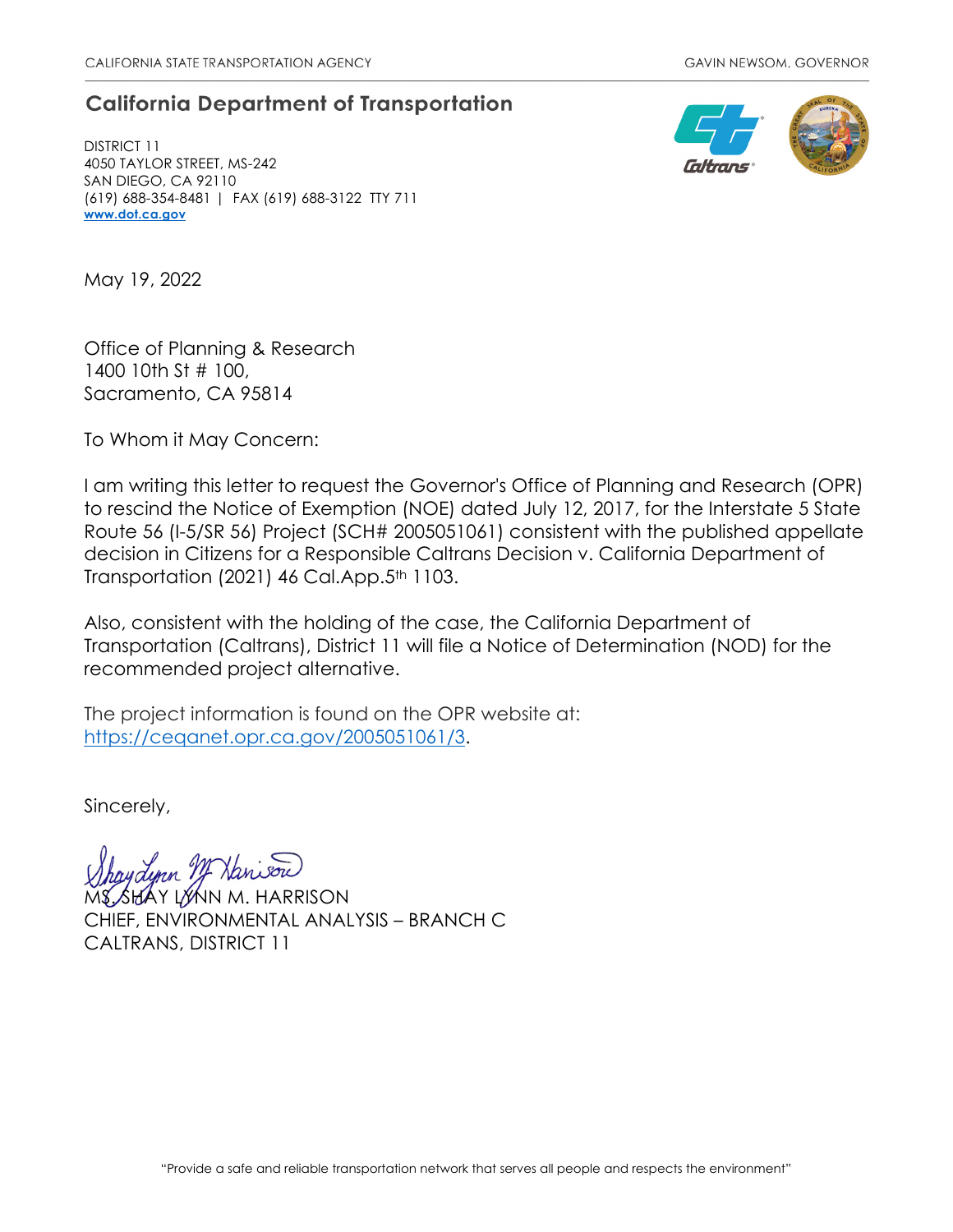CALIFORNIA STATE TRANSPORTATION AGENCY GAVIN NEWSOM, GOVERNOR

## California Department of Transportation

DISTRICT 11
4050 TAYLOR STREET, MS-242
SAN DIEGO, CA 92110
(619) 688-354-8481 | FAX (619) 688-3122 TTY 711
**www.dot.ca.gov**

May 19, 2022

Office of Planning & Research
1400 10th St # 100,
Sacramento, CA 95814

To Whom it May Concern:

I am writing this letter to request the Governor's Office of Planning and Research (OPR) to rescind the Notice of Exemption (NOE) dated July 12, 2017, for the Interstate 5 State Route 56 (I-5/SR 56) Project (SCH# 2005051061) consistent with the published appellate decision in Citizens for a Responsible Caltrans Decision v. California Department of Transportation (2021) 46 Cal.App.5th 1103.

Also, consistent with the holding of the case, the California Department of Transportation (Caltrans), District 11 will file a Notice of Determination (NOD) for the recommended project alternative.

The project information is found on the OPR website at: https://ceqanet.opr.ca.gov/2005051061/3.

Sincerely,

MS. SHAY LYNN M. HARRISON
CHIEF, ENVIRONMENTAL ANALYSIS – BRANCH C
CALTRANS, DISTRICT 11

"Provide a safe and reliable transportation network that serves all people and respects the environment"